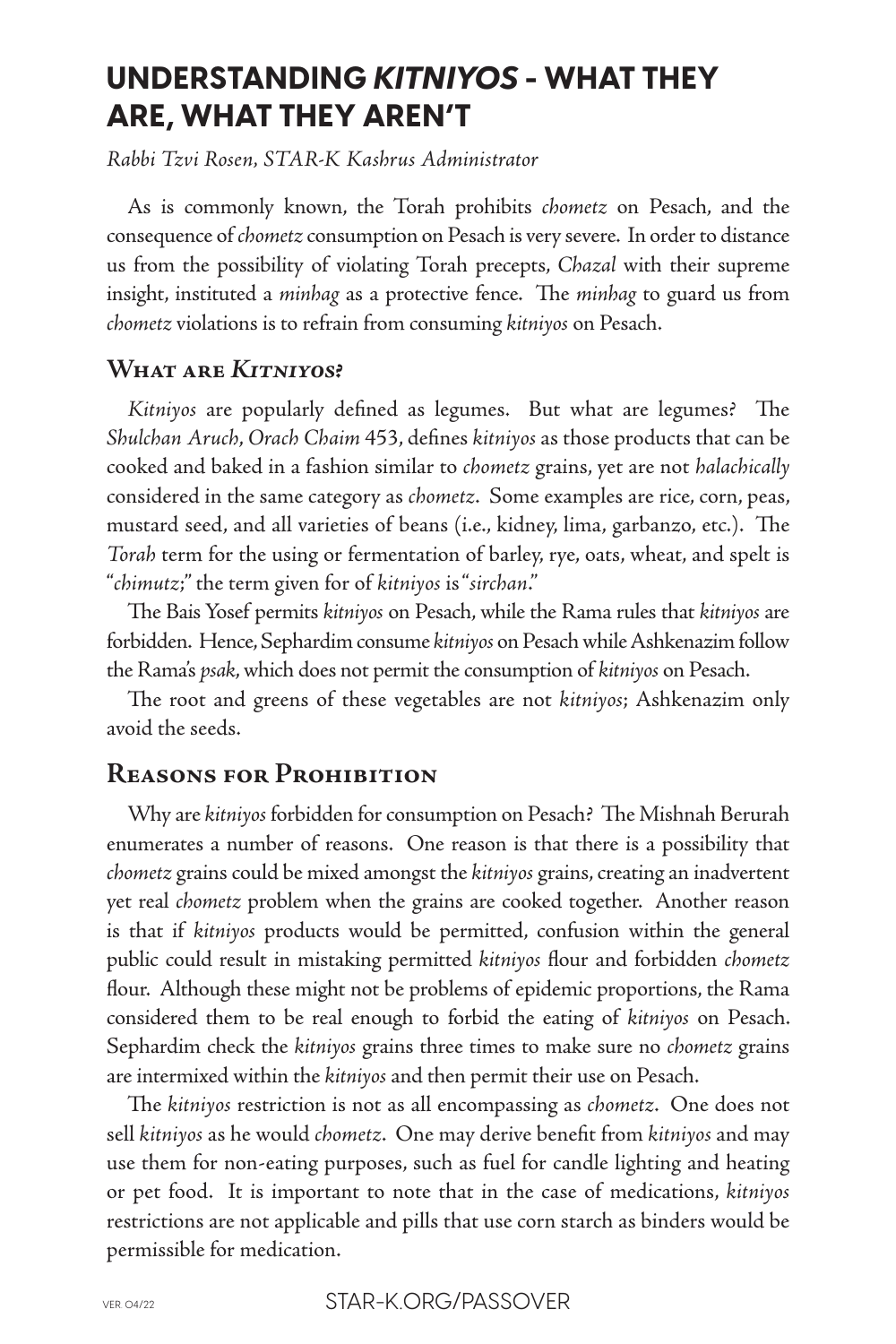# UNDERSTANDING *KITNIYOS* - WHAT THEY ARE, WHAT THEY AREN'T

*Rabbi Tzvi Rosen, STAR-K Kashrus Administrator*

As is commonly known, the Torah prohibits *chometz* on Pesach, and the consequence of *chometz* consumption on Pesach is very severe. In order to distance us from the possibility of violating Torah precepts, *Chazal* with their supreme insight, instituted a *minhag* as a protective fence. The *minhag* to guard us from *chometz* violations is to refrain from consuming *kitniyos* on Pesach.

## What are *Kitniyos*?

*Kitniyos* are popularly defined as legumes. But what are legumes? The *Shulchan Aruch*, *Orach Chaim* 453, defines *kitniyos* as those products that can be cooked and baked in a fashion similar to *chometz* grains, yet are not *halachically* considered in the same category as *chometz*. Some examples are rice, corn, peas, mustard seed, and all varieties of beans (i.e., kidney, lima, garbanzo, etc.). The *Torah* term for the using or fermentation of barley, rye, oats, wheat, and spelt is "*chimutz*;" the term given for of *kitniyos* is "*sirchan*."

The Bais Yosef permits *kitniyos* on Pesach, while the Rama rules that *kitniyos* are forbidden. Hence, Sephardim consume *kitniyos* on Pesach while Ashkenazim follow the Rama's *psak*, which does not permit the consumption of *kitniyos* on Pesach.

The root and greens of these vegetables are not *kitniyos*; Ashkenazim only avoid the seeds.

## Reasons for Prohibition

Why are *kitniyos* forbidden for consumption on Pesach? The Mishnah Berurah enumerates a number of reasons. One reason is that there is a possibility that *chometz* grains could be mixed amongst the *kitniyos* grains, creating an inadvertent yet real *chometz* problem when the grains are cooked together. Another reason is that if *kitniyos* products would be permitted, confusion within the general public could result in mistaking permitted *kitniyos* flour and forbidden *chometz* flour. Although these might not be problems of epidemic proportions, the Rama considered them to be real enough to forbid the eating of *kitniyos* on Pesach. Sephardim check the *kitniyos* grains three times to make sure no *chometz* grains are intermixed within the *kitniyos* and then permit their use on Pesach.

The *kitniyos* restriction is not as all encompassing as *chometz*. One does not sell *kitniyos* as he would *chometz*. One may derive benefit from *kitniyos* and may use them for non-eating purposes, such as fuel for candle lighting and heating or pet food. It is important to note that in the case of medications, *kitniyos* restrictions are not applicable and pills that use corn starch as binders would be permissible for medication.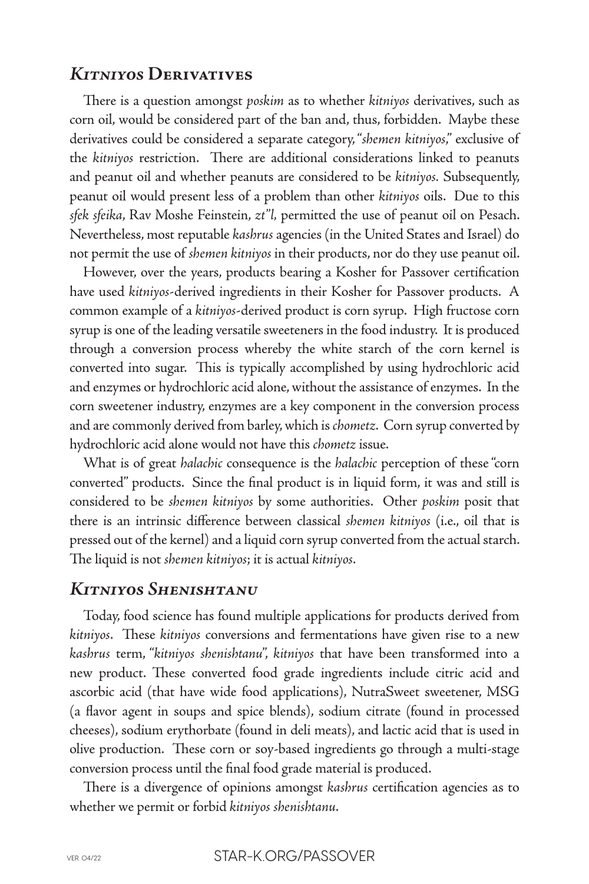## *Kitniyos* Derivatives

There is a question amongst *poskim* as to whether *kitniyos* derivatives, such as corn oil, would be considered part of the ban and, thus, forbidden. Maybe these derivatives could be considered a separate category, "*shemen kitniyos*," exclusive of the *kitniyos* restriction. There are additional considerations linked to peanuts and peanut oil and whether peanuts are considered to be *kitniyos*. Subsequently, peanut oil would present less of a problem than other *kitniyos* oils. Due to this *sfek sfeika*, Rav Moshe Feinstein, *zt"l*, permitted the use of peanut oil on Pesach. Nevertheless, most reputable *kashrus* agencies (in the United States and Israel) do not permit the use of *shemen kitniyos* in their products, nor do they use peanut oil.

However, over the years, products bearing a Kosher for Passover certification have used *kitniyos*-derived ingredients in their Kosher for Passover products. A common example of a *kitniyos*-derived product is corn syrup. High fructose corn syrup is one of the leading versatile sweeteners in the food industry. It is produced through a conversion process whereby the white starch of the corn kernel is converted into sugar. This is typically accomplished by using hydrochloric acid and enzymes or hydrochloric acid alone, without the assistance of enzymes. In the corn sweetener industry, enzymes are a key component in the conversion process and are commonly derived from barley, which is *chometz*. Corn syrup converted by hydrochloric acid alone would not have this *chometz* issue.

What is of great *halachic* consequence is the *halachic* perception of these "corn converted" products. Since the final product is in liquid form, it was and still is considered to be *shemen kitniyos* by some authorities. Other *poskim* posit that there is an intrinsic difference between classical *shemen kitniyos* (i.e., oil that is pressed out of the kernel) and a liquid corn syrup converted from the actual starch. The liquid is not *shemen kitniyos*; it is actual *kitniyos*.

## *Kitniyos Shenishtanu*

Today, food science has found multiple applications for products derived from *kitniyos*. These *kitniyos* conversions and fermentations have given rise to a new *kashrus* term, "*kitniyos shenishtanu*", *kitniyos* that have been transformed into a new product. These converted food grade ingredients include citric acid and ascorbic acid (that have wide food applications), NutraSweet sweetener, MSG (a flavor agent in soups and spice blends), sodium citrate (found in processed cheeses), sodium erythorbate (found in deli meats), and lactic acid that is used in olive production. These corn or soy-based ingredients go through a multi-stage conversion process until the final food grade material is produced.

There is a divergence of opinions amongst *kashrus* certification agencies as to whether we permit or forbid *kitniyos shenishtanu*.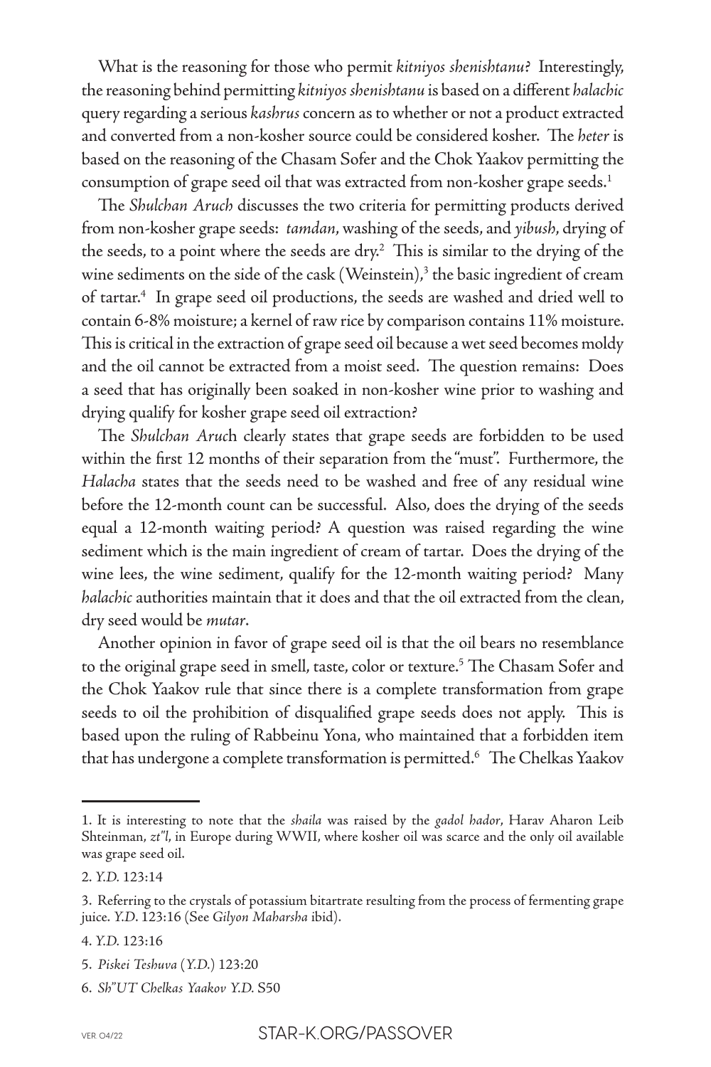What is the reasoning for those who permit *kitniyos shenishtanu*? Interestingly, the reasoning behind permitting *kitniyos shenishtanu* is based on a different *halachic* query regarding a serious *kashrus* concern as to whether or not a product extracted and converted from a non-kosher source could be considered kosher. The *heter* is based on the reasoning of the Chasam Sofer and the Chok Yaakov permitting the consumption of grape seed oil that was extracted from non-kosher grape seeds.[1]

The *Shulchan Aruch* discusses the two criteria for permitting products derived from non-kosher grape seeds: *tamdan*, washing of the seeds, and *yibush*, drying of the seeds, to a point where the seeds are dry.[2] This is similar to the drying of the wine sediments on the side of the cask (Weinstein),[3] the basic ingredient of cream of tartar.[4] In grape seed oil productions, the seeds are washed and dried well to contain 6-8% moisture; a kernel of raw rice by comparison contains 11% moisture. This is critical in the extraction of grape seed oil because a wet seed becomes moldy and the oil cannot be extracted from a moist seed. The question remains: Does a seed that has originally been soaked in non-kosher wine prior to washing and drying qualify for kosher grape seed oil extraction?

The *Shulchan Aruch* clearly states that grape seeds are forbidden to be used within the first 12 months of their separation from the "must". Furthermore, the *Halacha* states that the seeds need to be washed and free of any residual wine before the 12-month count can be successful. Also, does the drying of the seeds equal a 12-month waiting period? A question was raised regarding the wine sediment which is the main ingredient of cream of tartar. Does the drying of the wine lees, the wine sediment, qualify for the 12-month waiting period? Many *halachic* authorities maintain that it does and that the oil extracted from the clean, dry seed would be *mutar*.

Another opinion in favor of grape seed oil is that the oil bears no resemblance to the original grape seed in smell, taste, color or texture.[5] The Chasam Sofer and the Chok Yaakov rule that since there is a complete transformation from grape seeds to oil the prohibition of disqualified grape seeds does not apply. This is based upon the ruling of Rabbeinu Yona, who maintained that a forbidden item that has undergone a complete transformation is permitted.[6] The Chelkas Yaakov

---

1. It is interesting to note that the *shaila* was raised by the *gadol hador*, Harav Aharon Leib Shteinman, *zt"l*, in Europe during WWII, where kosher oil was scarce and the only oil available was grape seed oil.

2. *Y.D.* 123:14

3. Referring to the crystals of potassium bitartrate resulting from the process of fermenting grape juice. *Y.D*. 123:16 (See *Gilyon Maharsha* ibid).

4. *Y.D.* 123:16

5. *Piskei Teshuva* (*Y.D.*) 123:20

6. *Sh"UT Chelkas Yaakov Y.D.* S50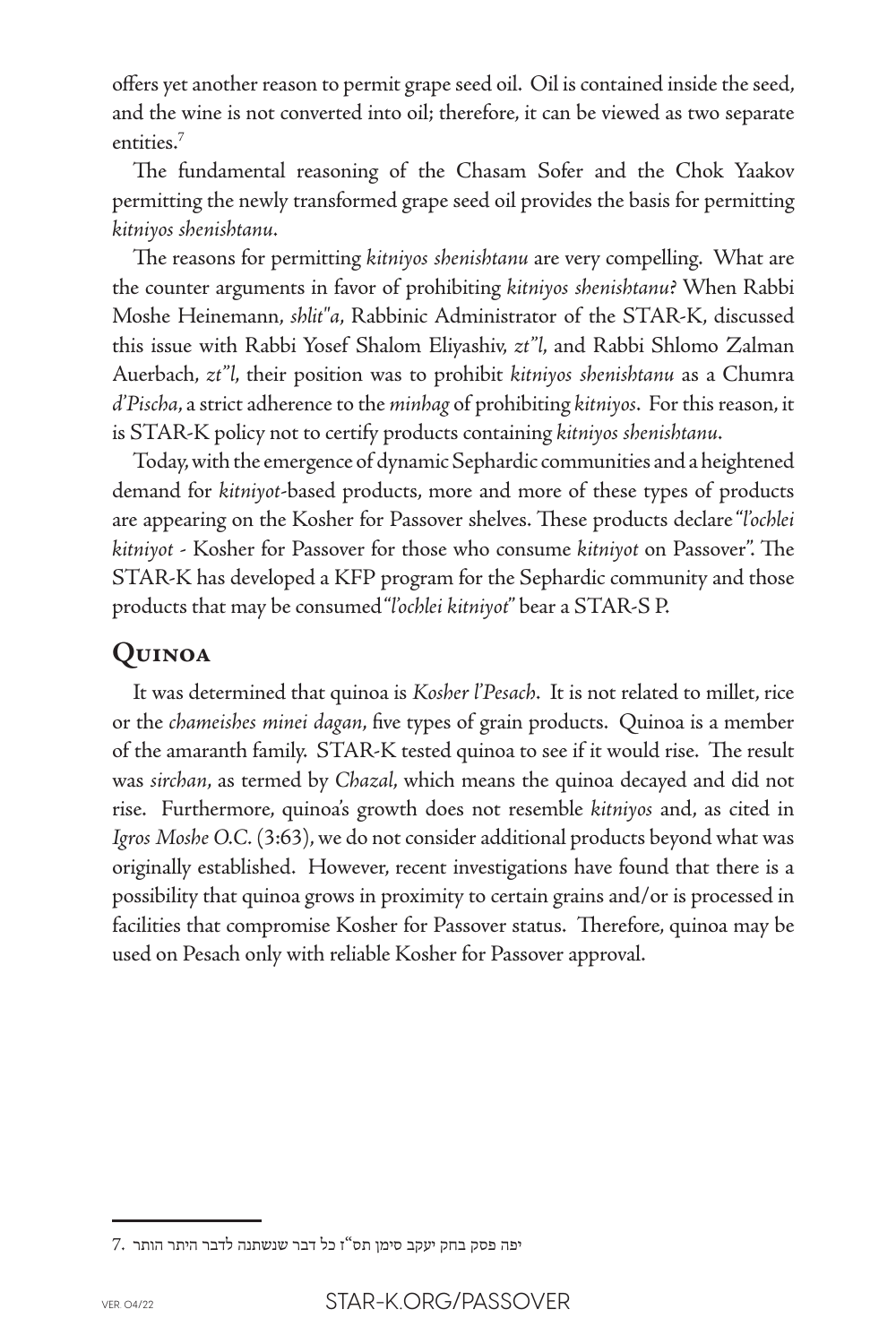offers yet another reason to permit grape seed oil. Oil is contained inside the seed, and the wine is not converted into oil; therefore, it can be viewed as two separate entities.[7]

The fundamental reasoning of the Chasam Sofer and the Chok Yaakov permitting the newly transformed grape seed oil provides the basis for permitting *kitniyos shenishtanu*.

The reasons for permitting *kitniyos shenishtanu* are very compelling. What are the counter arguments in favor of prohibiting *kitniyos shenishtanu*? When Rabbi Moshe Heinemann, *shlit"a*, Rabbinic Administrator of the STAR-K, discussed this issue with Rabbi Yosef Shalom Eliyashiv, *zt"l*, and Rabbi Shlomo Zalman Auerbach, *zt"l*, their position was to prohibit *kitniyos shenishtanu* as a Chumra *d'Pischa*, a strict adherence to the *minhag* of prohibiting *kitniyos*. For this reason, it is STAR-K policy not to certify products containing *kitniyos shenishtanu*.

Today, with the emergence of dynamic Sephardic communities and a heightened demand for *kitniyot*-based products, more and more of these types of products are appearing on the Kosher for Passover shelves. These products declare "*l'ochlei kitniyot* - Kosher for Passover for those who consume *kitniyot* on Passover". The STAR-K has developed a KFP program for the Sephardic community and those products that may be consumed "*l'ochlei kitniyot*" bear a STAR-S P.

## Quinoa

It was determined that quinoa is *Kosher l'Pesach*. It is not related to millet, rice or the *chameishes minei dagan*, five types of grain products. Quinoa is a member of the amaranth family. STAR-K tested quinoa to see if it would rise. The result was *sirchan*, as termed by *Chazal*, which means the quinoa decayed and did not rise. Furthermore, quinoa's growth does not resemble *kitniyos* and, as cited in *Igros Moshe O.C.* (3:63), we do not consider additional products beyond what was originally established. However, recent investigations have found that there is a possibility that quinoa grows in proximity to certain grains and/or is processed in facilities that compromise Kosher for Passover status. Therefore, quinoa may be used on Pesach only with reliable Kosher for Passover approval.

---

7. יפה פסק בחק יעקב סימן תס"ז כל דבר שנשתנה לדבר היתר הותר